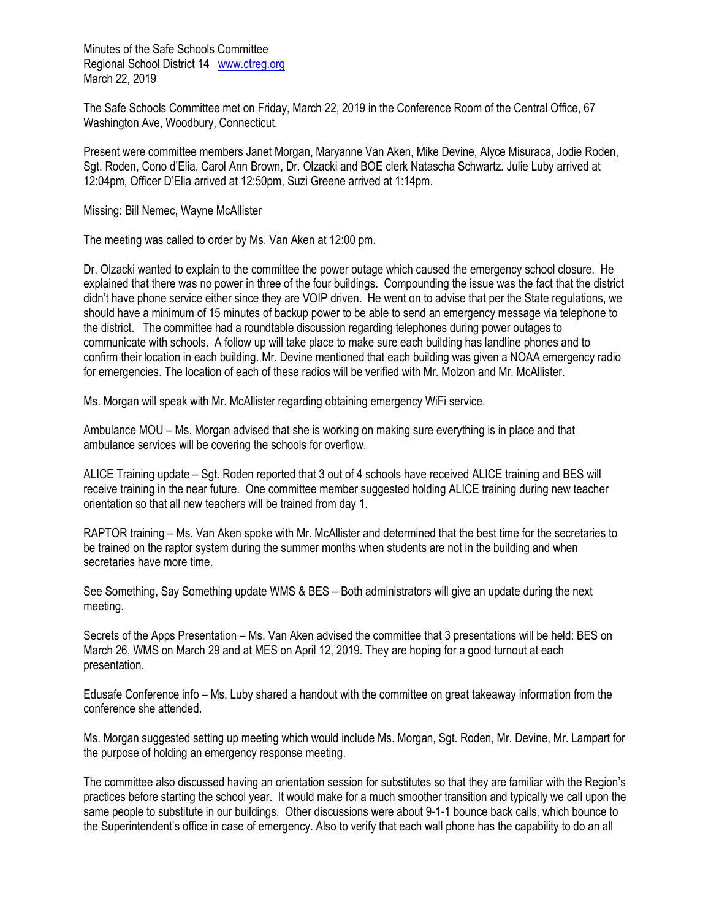Minutes of the Safe Schools Committee
Regional School District 14 www.ctreg.org
March 22, 2019

The Safe Schools Committee met on Friday, March 22, 2019 in the Conference Room of the Central Office, 67 Washington Ave, Woodbury, Connecticut.

Present were committee members Janet Morgan, Maryanne Van Aken, Mike Devine, Alyce Misuraca, Jodie Roden, Sgt. Roden, Cono d'Elia, Carol Ann Brown, Dr. Olzacki and BOE clerk Natascha Schwartz. Julie Luby arrived at 12:04pm, Officer D'Elia arrived at 12:50pm, Suzi Greene arrived at 1:14pm.

Missing: Bill Nemec, Wayne McAllister

The meeting was called to order by Ms. Van Aken at 12:00 pm.

Dr. Olzacki wanted to explain to the committee the power outage which caused the emergency school closure. He explained that there was no power in three of the four buildings. Compounding the issue was the fact that the district didn't have phone service either since they are VOIP driven. He went on to advise that per the State regulations, we should have a minimum of 15 minutes of backup power to be able to send an emergency message via telephone to the district. The committee had a roundtable discussion regarding telephones during power outages to communicate with schools. A follow up will take place to make sure each building has landline phones and to confirm their location in each building. Mr. Devine mentioned that each building was given a NOAA emergency radio for emergencies. The location of each of these radios will be verified with Mr. Molzon and Mr. McAllister.

Ms. Morgan will speak with Mr. McAllister regarding obtaining emergency WiFi service.

Ambulance MOU – Ms. Morgan advised that she is working on making sure everything is in place and that ambulance services will be covering the schools for overflow.

ALICE Training update – Sgt. Roden reported that 3 out of 4 schools have received ALICE training and BES will receive training in the near future. One committee member suggested holding ALICE training during new teacher orientation so that all new teachers will be trained from day 1.

RAPTOR training – Ms. Van Aken spoke with Mr. McAllister and determined that the best time for the secretaries to be trained on the raptor system during the summer months when students are not in the building and when secretaries have more time.

See Something, Say Something update WMS & BES – Both administrators will give an update during the next meeting.

Secrets of the Apps Presentation – Ms. Van Aken advised the committee that 3 presentations will be held: BES on March 26, WMS on March 29 and at MES on April 12, 2019. They are hoping for a good turnout at each presentation.

Edusafe Conference info – Ms. Luby shared a handout with the committee on great takeaway information from the conference she attended.

Ms. Morgan suggested setting up meeting which would include Ms. Morgan, Sgt. Roden, Mr. Devine, Mr. Lampart for the purpose of holding an emergency response meeting.

The committee also discussed having an orientation session for substitutes so that they are familiar with the Region's practices before starting the school year. It would make for a much smoother transition and typically we call upon the same people to substitute in our buildings. Other discussions were about 9-1-1 bounce back calls, which bounce to the Superintendent's office in case of emergency. Also to verify that each wall phone has the capability to do an all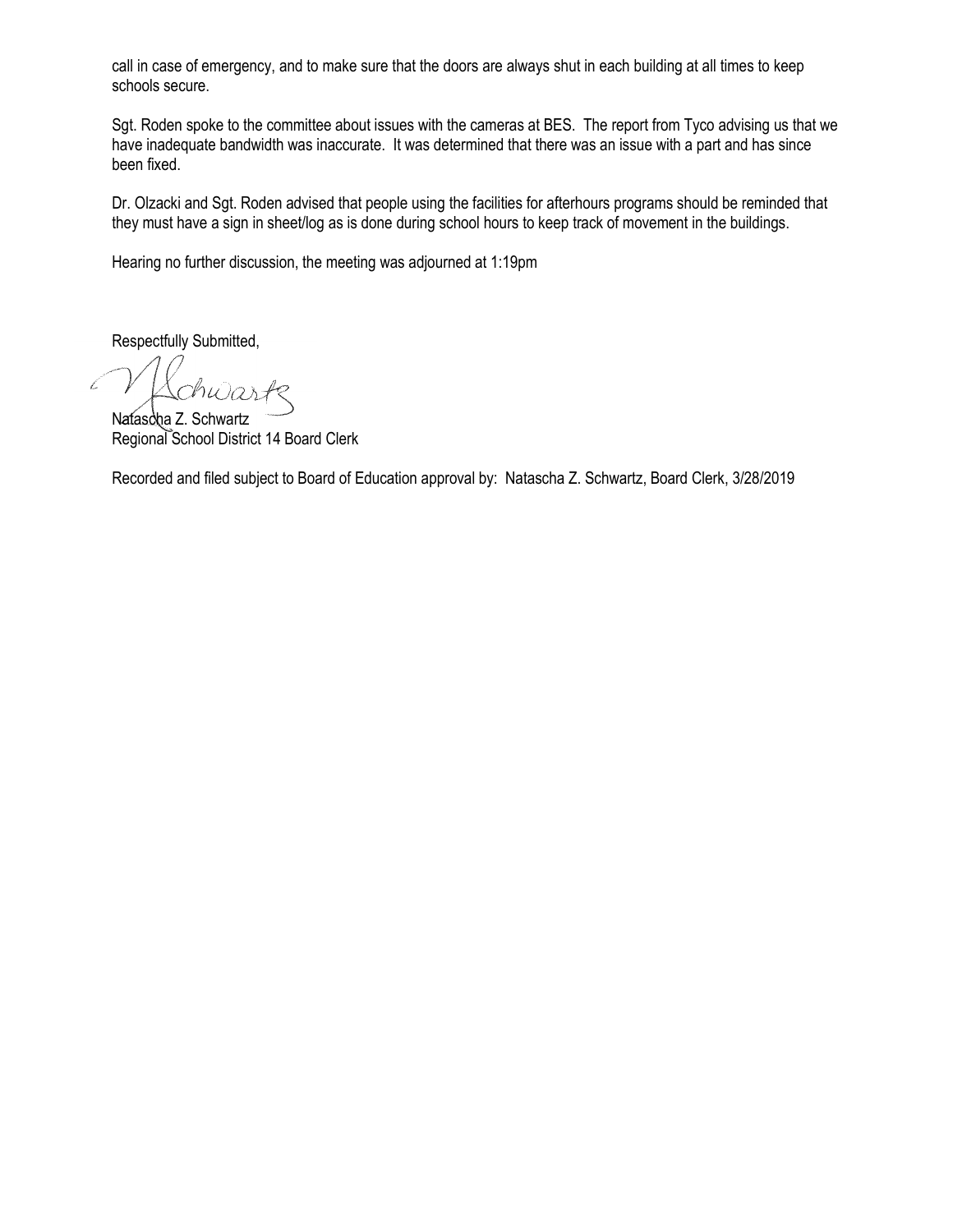call in case of emergency, and to make sure that the doors are always shut in each building at all times to keep schools secure.

Sgt. Roden spoke to the committee about issues with the cameras at BES. The report from Tyco advising us that we have inadequate bandwidth was inaccurate. It was determined that there was an issue with a part and has since been fixed.

Dr. Olzacki and Sgt. Roden advised that people using the facilities for afterhours programs should be reminded that they must have a sign in sheet/log as is done during school hours to keep track of movement in the buildings.

Hearing no further discussion, the meeting was adjourned at 1:19pm

Respectfully Submitted,

Natascha Z. Schwartz
Regional School District 14 Board Clerk

Recorded and filed subject to Board of Education approval by: Natascha Z. Schwartz, Board Clerk, 3/28/2019